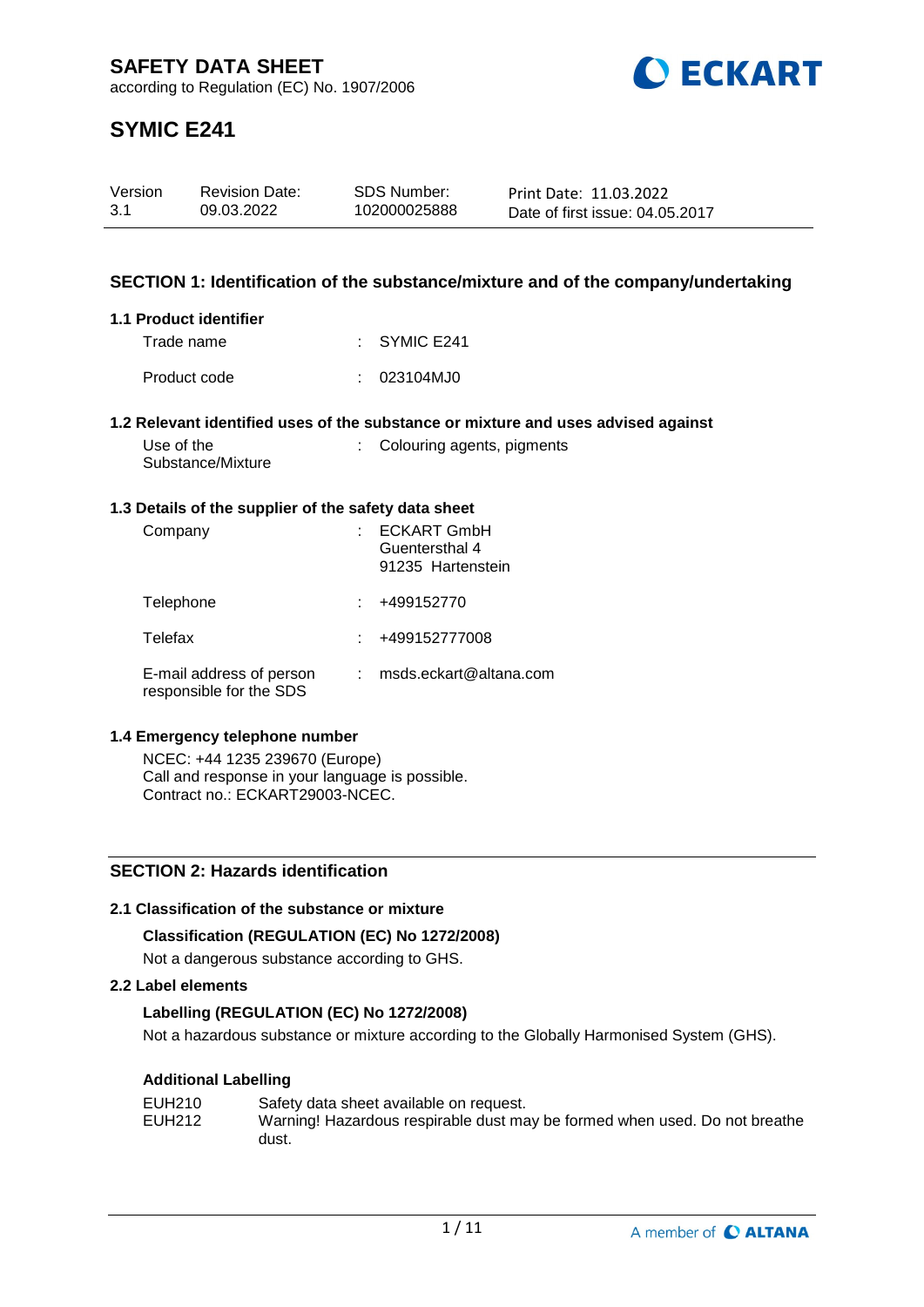# SAFETY DATA SHEET

according to Regulation (EC) No. 1907/2006

## SYMIC E241

| Version | Revision Date: | SDS Number: | Print Date: 11.03.2022 |
| --- | --- | --- | --- |
| 3.1 | 09.03.2022 | 102000025888 | Date of first issue: 04.05.2017 |

## SECTION 1: Identification of the substance/mixture and of the company/undertaking

### 1.1 Product identifier

Trade name : SYMIC E241

Product code : 023104MJ0

### 1.2 Relevant identified uses of the substance or mixture and uses advised against

Use of the Substance/Mixture : Colouring agents, pigments

### 1.3 Details of the supplier of the safety data sheet

Company : ECKART GmbH
Guentersthal 4
91235 Hartenstein

Telephone : +499152770

Telefax : +499152777008

E-mail address of person responsible for the SDS : msds.eckart@altana.com

### 1.4 Emergency telephone number

NCEC: +44 1235 239670 (Europe)
Call and response in your language is possible.
Contract no.: ECKART29003-NCEC.

## SECTION 2: Hazards identification

### 2.1 Classification of the substance or mixture

**Classification (REGULATION (EC) No 1272/2008)**

Not a dangerous substance according to GHS.

### 2.2 Label elements

**Labelling (REGULATION (EC) No 1272/2008)**

Not a hazardous substance or mixture according to the Globally Harmonised System (GHS).

**Additional Labelling**

EUH210 Safety data sheet available on request.
EUH212 Warning! Hazardous respirable dust may be formed when used. Do not breathe dust.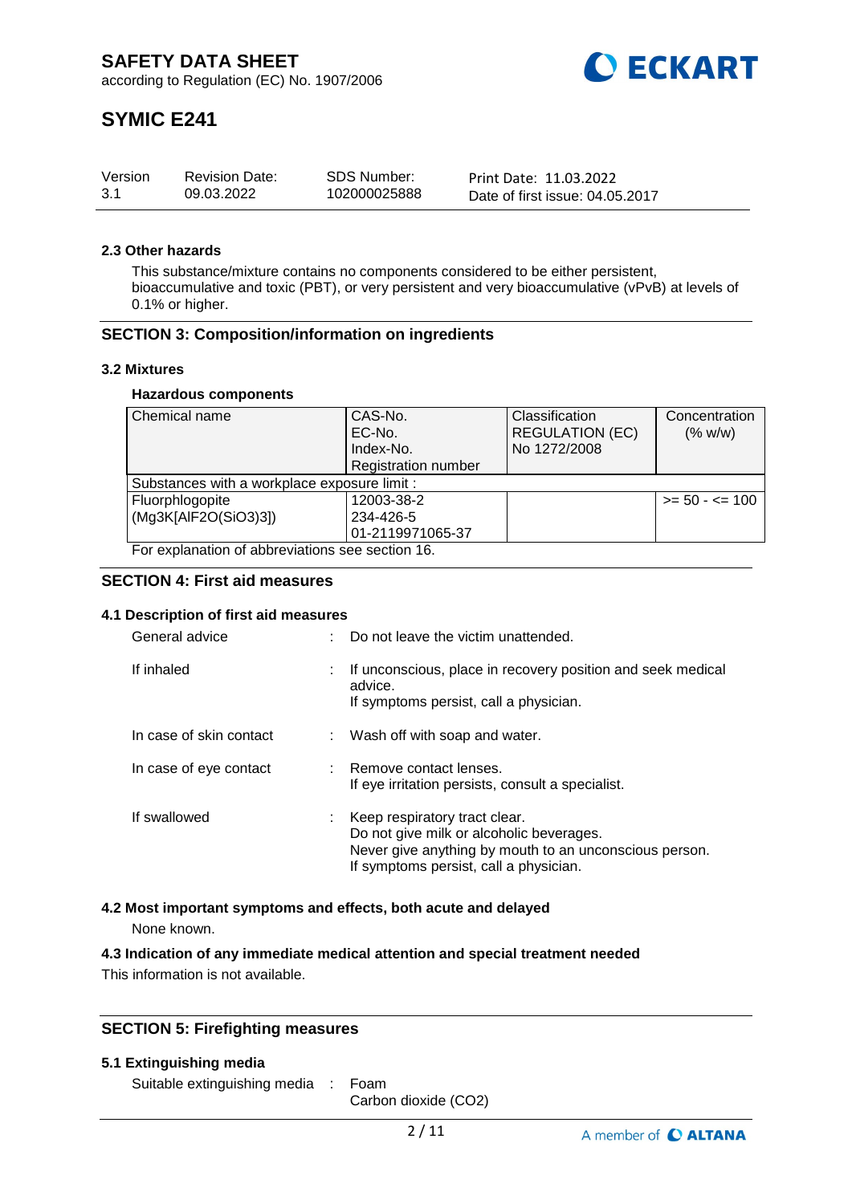### 2.3 Other hazards

This substance/mixture contains no components considered to be either persistent, bioaccumulative and toxic (PBT), or very persistent and very bioaccumulative (vPvB) at levels of 0.1% or higher.

## SECTION 3: Composition/information on ingredients

### 3.2 Mixtures

**Hazardous components**

| Chemical name | CAS-No.<br>EC-No.<br>Index-No.<br>Registration number | Classification<br>REGULATION (EC)<br>No 1272/2008 | Concentration<br>(% w/w) |
|---|---|---|---|
| Substances with a workplace exposure limit : | | | |
| Fluorphlogopite<br>(Mg3K[AlF2O(SiO3)3]) | 12003-38-2<br>234-426-5<br>01-2119971065-37 | | >= 50 - <= 100 |

For explanation of abbreviations see section 16.

## SECTION 4: First aid measures

### 4.1 Description of first aid measures

General advice : Do not leave the victim unattended.

If inhaled : If unconscious, place in recovery position and seek medical advice.
If symptoms persist, call a physician.

In case of skin contact : Wash off with soap and water.

In case of eye contact : Remove contact lenses.
If eye irritation persists, consult a specialist.

If swallowed : Keep respiratory tract clear.
Do not give milk or alcoholic beverages.
Never give anything by mouth to an unconscious person.
If symptoms persist, call a physician.

### 4.2 Most important symptoms and effects, both acute and delayed

None known.

### 4.3 Indication of any immediate medical attention and special treatment needed

This information is not available.

## SECTION 5: Firefighting measures

### 5.1 Extinguishing media

Suitable extinguishing media : Foam
Carbon dioxide ($CO_2$)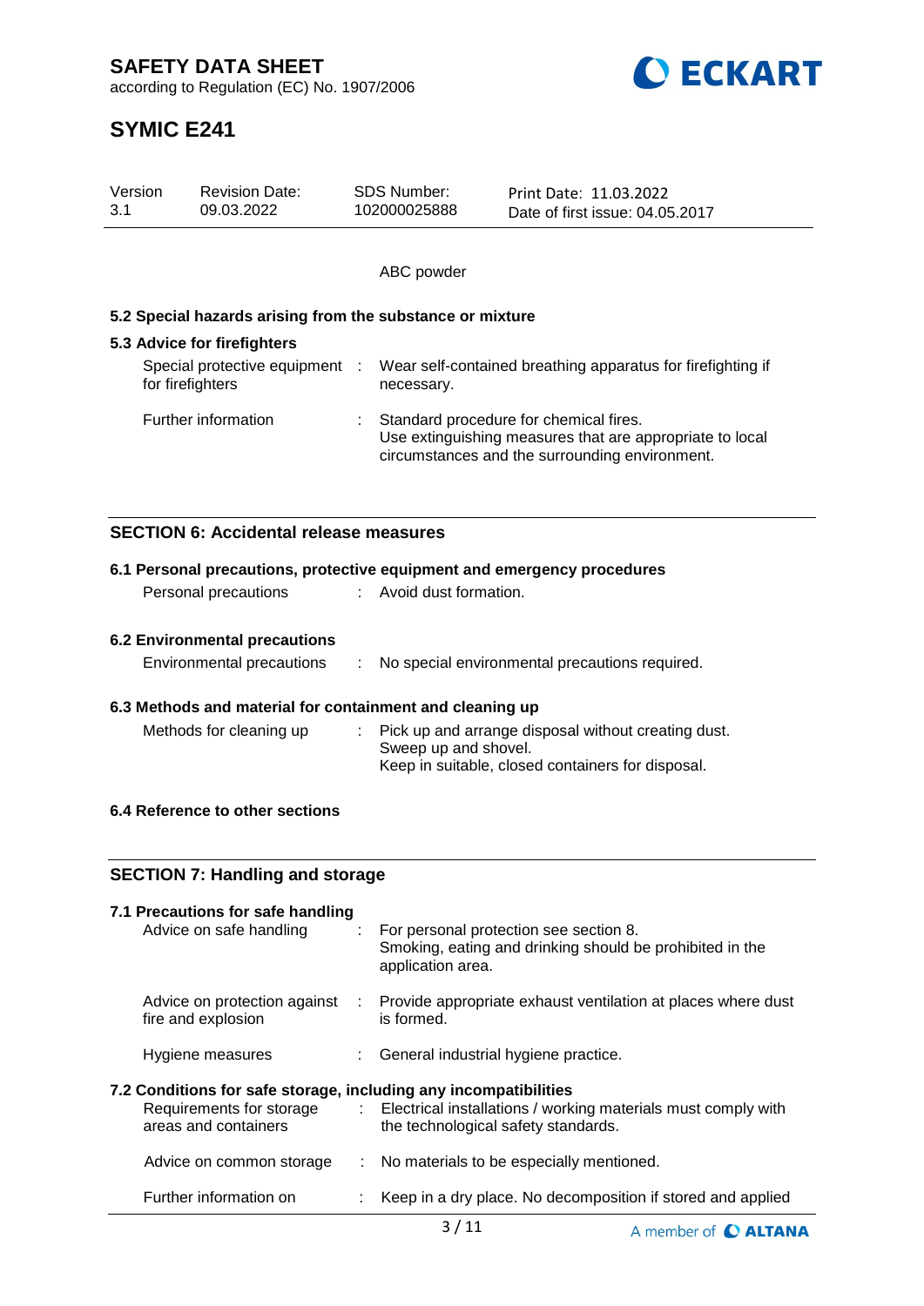ABC powder

### 5.2 Special hazards arising from the substance or mixture

### 5.3 Advice for firefighters

| | | |
|---|---|---|
| Special protective equipment for firefighters | : | Wear self-contained breathing apparatus for firefighting if necessary. |
| Further information | : | Standard procedure for chemical fires.<br>Use extinguishing measures that are appropriate to local circumstances and the surrounding environment. |

## SECTION 6: Accidental release measures

### 6.1 Personal precautions, protective equipment and emergency procedures

| | | |
|---|---|---|
| Personal precautions | : | Avoid dust formation. |

### 6.2 Environmental precautions

| | | |
|---|---|---|
| Environmental precautions | : | No special environmental precautions required. |

### 6.3 Methods and material for containment and cleaning up

| | | |
|---|---|---|
| Methods for cleaning up | : | Pick up and arrange disposal without creating dust.<br>Sweep up and shovel.<br>Keep in suitable, closed containers for disposal. |

### 6.4 Reference to other sections

## SECTION 7: Handling and storage

### 7.1 Precautions for safe handling

| | | |
|---|---|---|
| Advice on safe handling | : | For personal protection see section 8.<br>Smoking, eating and drinking should be prohibited in the application area. |
| Advice on protection against fire and explosion | : | Provide appropriate exhaust ventilation at places where dust is formed. |
| Hygiene measures | : | General industrial hygiene practice. |

### 7.2 Conditions for safe storage, including any incompatibilities

| | | |
|---|---|---|
| Requirements for storage areas and containers | : | Electrical installations / working materials must comply with the technological safety standards. |
| Advice on common storage | : | No materials to be especially mentioned. |
| Further information on | : | Keep in a dry place. No decomposition if stored and applied |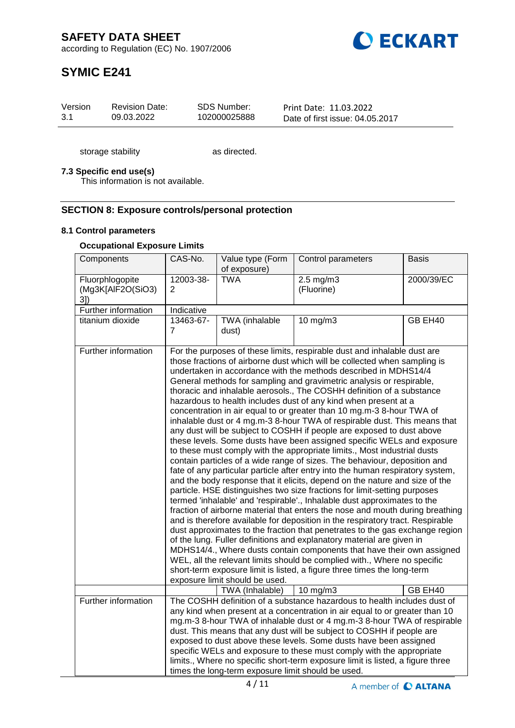| storage stability | as directed. |
|---|---|

**7.3 Specific end use(s)**

This information is not available.

## SECTION 8: Exposure controls/personal protection

### 8.1 Control parameters

**Occupational Exposure Limits**

| Components | CAS-No. | Value type (Form of exposure) | Control parameters | Basis |
|---|---|---|---|---|
| Fluorphlogopite (Mg3K[AlF2O(SiO3) 3]) | 12003-38-2 | TWA | 2.5 mg/m3 (Fluorine) | 2000/39/EC |
| Further information | Indicative | | | |
| titanium dioxide | 13463-67-7 | TWA (inhalable dust) | 10 mg/m3 | GB EH40 |
| Further information | For the purposes of these limits, respirable dust and inhalable dust are those fractions of airborne dust which will be collected when sampling is undertaken in accordance with the methods described in MDHS14/4 General methods for sampling and gravimetric analysis or respirable, thoracic and inhalable aerosols., The COSHH definition of a substance hazardous to health includes dust of any kind when present at a concentration in air equal to or greater than 10 mg.m-3 8-hour TWA of inhalable dust or 4 mg.m-3 8-hour TWA of respirable dust. This means that any dust will be subject to COSHH if people are exposed to dust above these levels. Some dusts have been assigned specific WELs and exposure to these must comply with the appropriate limits., Most industrial dusts contain particles of a wide range of sizes. The behaviour, deposition and fate of any particular particle after entry into the human respiratory system, and the body response that it elicits, depend on the nature and size of the particle. HSE distinguishes two size fractions for limit-setting purposes termed 'inhalable' and 'respirable'., Inhalable dust approximates to the fraction of airborne material that enters the nose and mouth during breathing and is therefore available for deposition in the respiratory tract. Respirable dust approximates to the fraction that penetrates to the gas exchange region of the lung. Fuller definitions and explanatory material are given in MDHS14/4., Where dusts contain components that have their own assigned WEL, all the relevant limits should be complied with., Where no specific short-term exposure limit is listed, a figure three times the long-term exposure limit should be used. | | | |
| | | TWA (Inhalable) | 10 mg/m3 | GB EH40 |
| Further information | The COSHH definition of a substance hazardous to health includes dust of any kind when present at a concentration in air equal to or greater than 10 mg.m-3 8-hour TWA of inhalable dust or 4 mg.m-3 8-hour TWA of respirable dust. This means that any dust will be subject to COSHH if people are exposed to dust above these levels. Some dusts have been assigned specific WELs and exposure to these must comply with the appropriate limits., Where no specific short-term exposure limit is listed, a figure three times the long-term exposure limit should be used. | | | |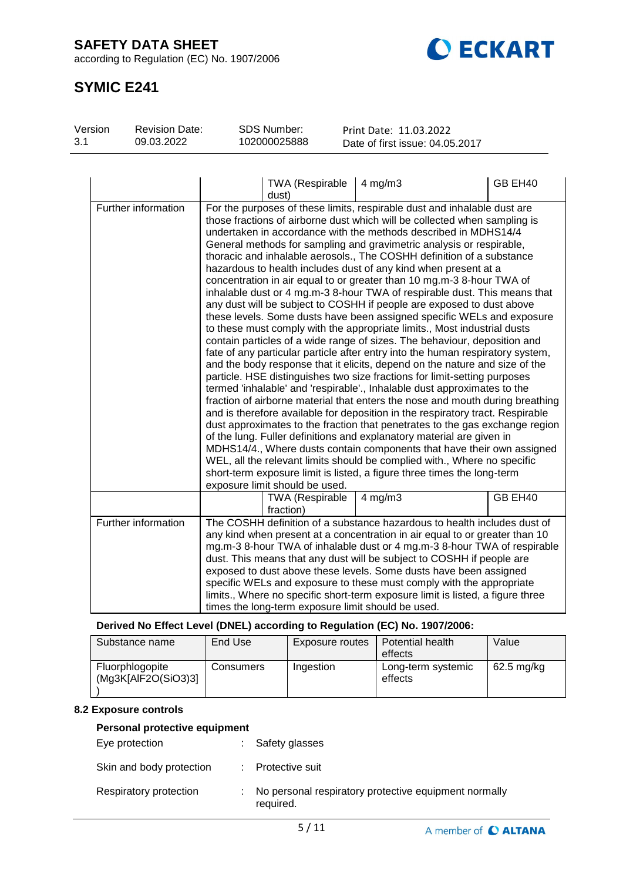|  |  | TWA (Respirable dust) | 4 mg/m3 | GB EH40 |
|---|---|---|---|---|
| Further information | For the purposes of these limits, respirable dust and inhalable dust are those fractions of airborne dust which will be collected when sampling is undertaken in accordance with the methods described in MDHS14/4 General methods for sampling and gravimetric analysis or respirable, thoracic and inhalable aerosols., The COSHH definition of a substance hazardous to health includes dust of any kind when present at a concentration in air equal to or greater than 10 mg.m-3 8-hour TWA of inhalable dust or 4 mg.m-3 8-hour TWA of respirable dust. This means that any dust will be subject to COSHH if people are exposed to dust above these levels. Some dusts have been assigned specific WELs and exposure to these must comply with the appropriate limits., Most industrial dusts contain particles of a wide range of sizes. The behaviour, deposition and fate of any particular particle after entry into the human respiratory system, and the body response that it elicits, depend on the nature and size of the particle. HSE distinguishes two size fractions for limit-setting purposes termed 'inhalable' and 'respirable'., Inhalable dust approximates to the fraction of airborne material that enters the nose and mouth during breathing and is therefore available for deposition in the respiratory tract. Respirable dust approximates to the fraction that penetrates to the gas exchange region of the lung. Fuller definitions and explanatory material are given in MDHS14/4., Where dusts contain components that have their own assigned WEL, all the relevant limits should be complied with., Where no specific short-term exposure limit is listed, a figure three times the long-term exposure limit should be used. | | | |
|  |  | TWA (Respirable fraction) | 4 mg/m3 | GB EH40 |
| Further information | The COSHH definition of a substance hazardous to health includes dust of any kind when present at a concentration in air equal to or greater than 10 mg.m-3 8-hour TWA of inhalable dust or 4 mg.m-3 8-hour TWA of respirable dust. This means that any dust will be subject to COSHH if people are exposed to dust above these levels. Some dusts have been assigned specific WELs and exposure to these must comply with the appropriate limits., Where no specific short-term exposure limit is listed, a figure three times the long-term exposure limit should be used. | | | |

**Derived No Effect Level (DNEL) according to Regulation (EC) No. 1907/2006:**

| Substance name | End Use | Exposure routes | Potential health effects | Value |
|---|---|---|---|---|
| Fluorphlogopite (Mg3K[AlF2O(SiO3)3]) | Consumers | Ingestion | Long-term systemic effects | 62.5 mg/kg |

### 8.2 Exposure controls

**Personal protective equipment**

Eye protection : Safety glasses

Skin and body protection : Protective suit

Respiratory protection : No personal respiratory protective equipment normally required.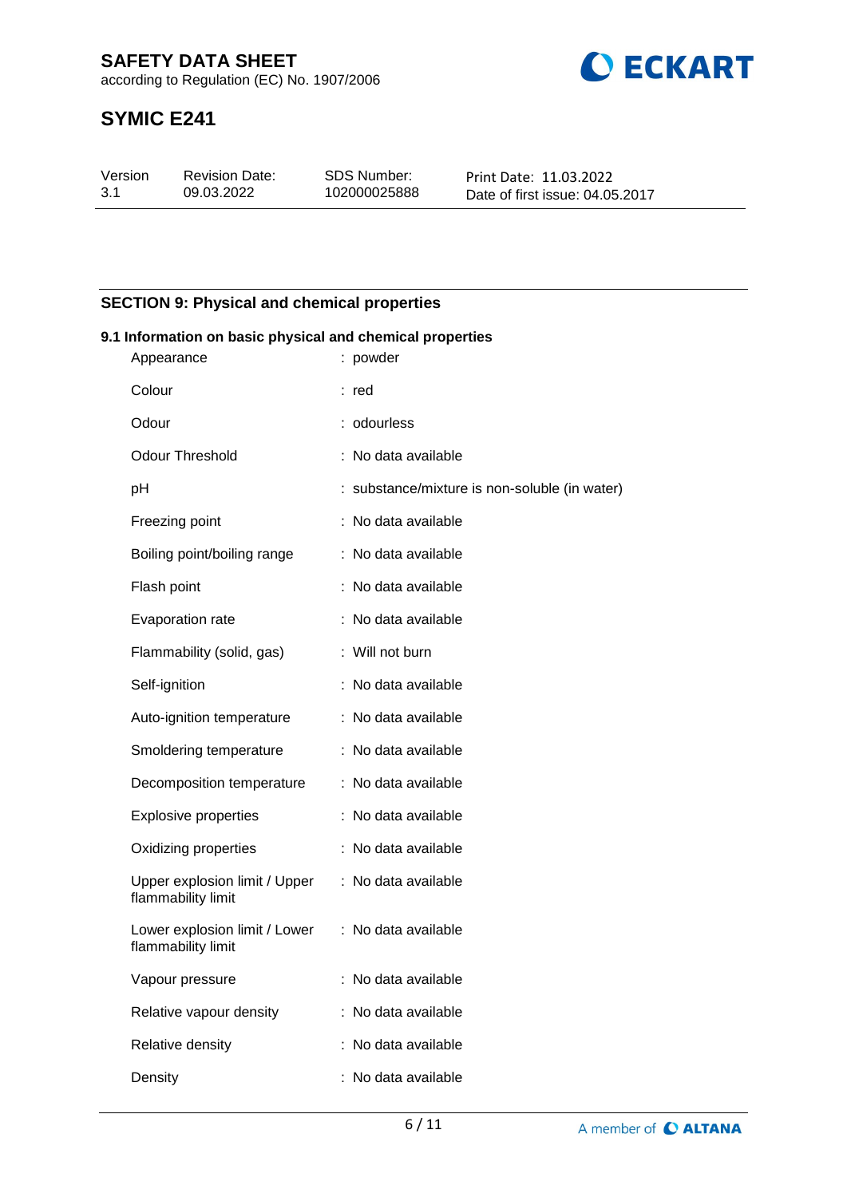## SECTION 9: Physical and chemical properties

### 9.1 Information on basic physical and chemical properties

| Property | Value |
|---|---|
| Appearance | : powder |
| Colour | : red |
| Odour | : odourless |
| Odour Threshold | : No data available |
| pH | : substance/mixture is non-soluble (in water) |
| Freezing point | : No data available |
| Boiling point/boiling range | : No data available |
| Flash point | : No data available |
| Evaporation rate | : No data available |
| Flammability (solid, gas) | : Will not burn |
| Self-ignition | : No data available |
| Auto-ignition temperature | : No data available |
| Smoldering temperature | : No data available |
| Decomposition temperature | : No data available |
| Explosive properties | : No data available |
| Oxidizing properties | : No data available |
| Upper explosion limit / Upper flammability limit | : No data available |
| Lower explosion limit / Lower flammability limit | : No data available |
| Vapour pressure | : No data available |
| Relative vapour density | : No data available |
| Relative density | : No data available |
| Density | : No data available |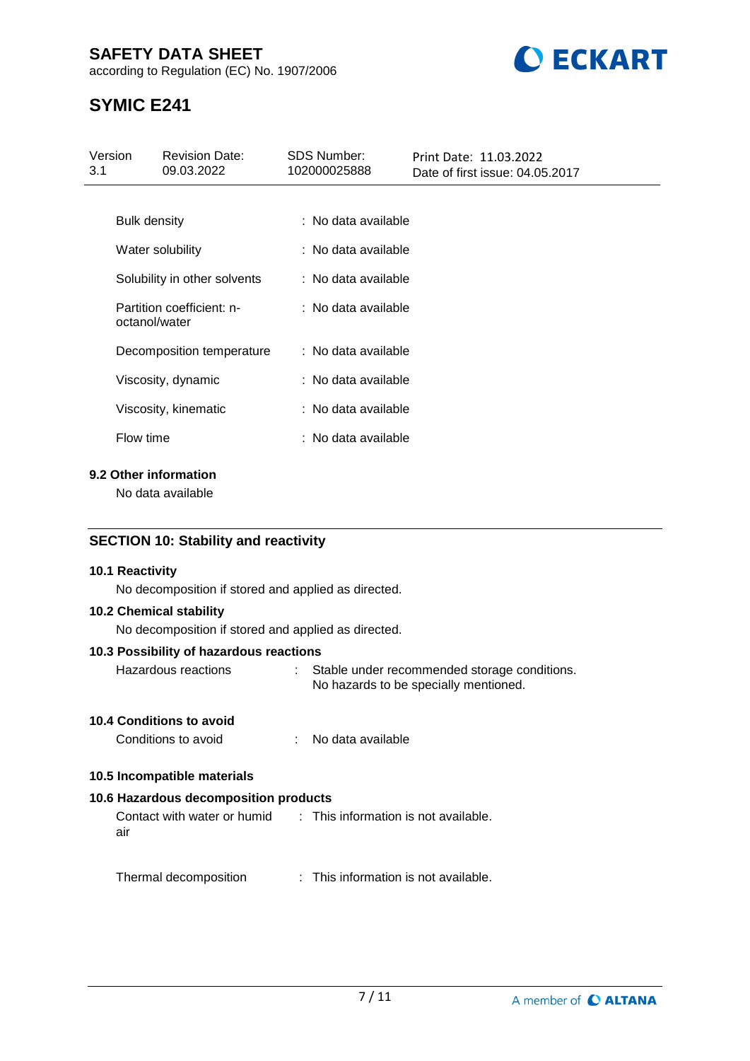| | |
|---|---|
| Bulk density | : No data available |
| Water solubility | : No data available |
| Solubility in other solvents | : No data available |
| Partition coefficient: n-octanol/water | : No data available |
| Decomposition temperature | : No data available |
| Viscosity, dynamic | : No data available |
| Viscosity, kinematic | : No data available |
| Flow time | : No data available |

### 9.2 Other information

No data available

## SECTION 10: Stability and reactivity

### 10.1 Reactivity

No decomposition if stored and applied as directed.

### 10.2 Chemical stability

No decomposition if stored and applied as directed.

### 10.3 Possibility of hazardous reactions

Hazardous reactions : Stable under recommended storage conditions. No hazards to be specially mentioned.

### 10.4 Conditions to avoid

Conditions to avoid : No data available

### 10.5 Incompatible materials

### 10.6 Hazardous decomposition products

Contact with water or humid air : This information is not available.

Thermal decomposition : This information is not available.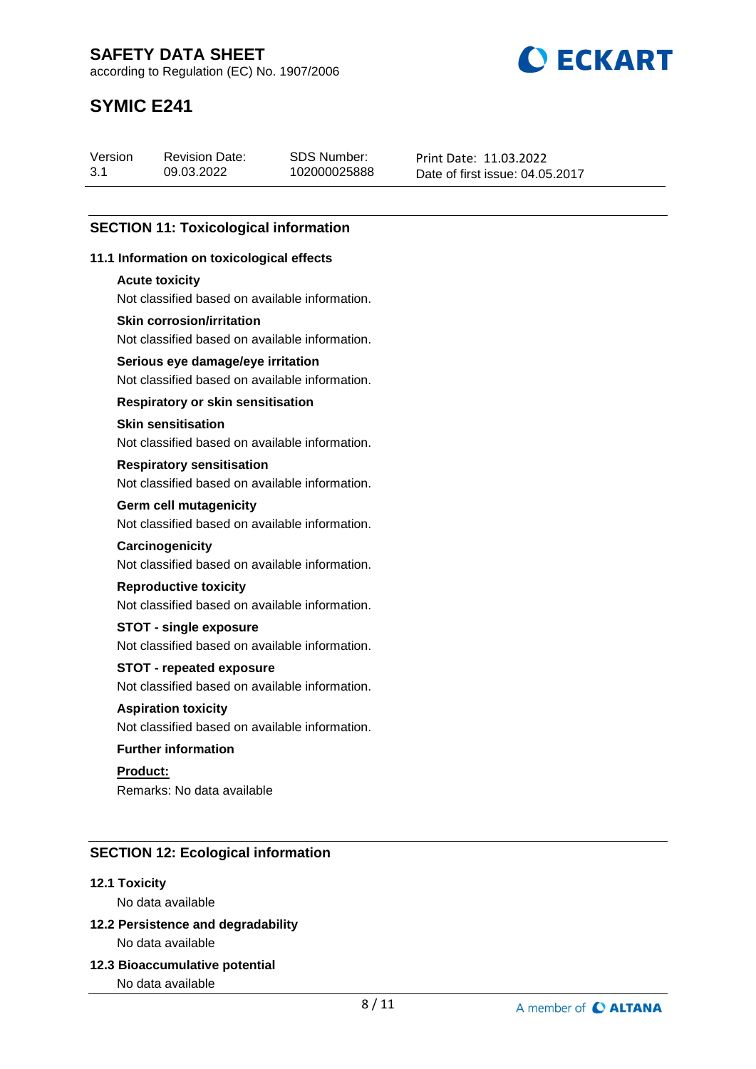## SECTION 11: Toxicological information

### 11.1 Information on toxicological effects

**Acute toxicity**

Not classified based on available information.

**Skin corrosion/irritation**

Not classified based on available information.

**Serious eye damage/eye irritation**

Not classified based on available information.

**Respiratory or skin sensitisation**

**Skin sensitisation**

Not classified based on available information.

**Respiratory sensitisation**

Not classified based on available information.

**Germ cell mutagenicity**

Not classified based on available information.

**Carcinogenicity**

Not classified based on available information.

**Reproductive toxicity**

Not classified based on available information.

**STOT - single exposure**

Not classified based on available information.

**STOT - repeated exposure**

Not classified based on available information.

**Aspiration toxicity**

Not classified based on available information.

**Further information**

**Product:**

Remarks: No data available

## SECTION 12: Ecological information

### 12.1 Toxicity

No data available

### 12.2 Persistence and degradability

No data available

### 12.3 Bioaccumulative potential

No data available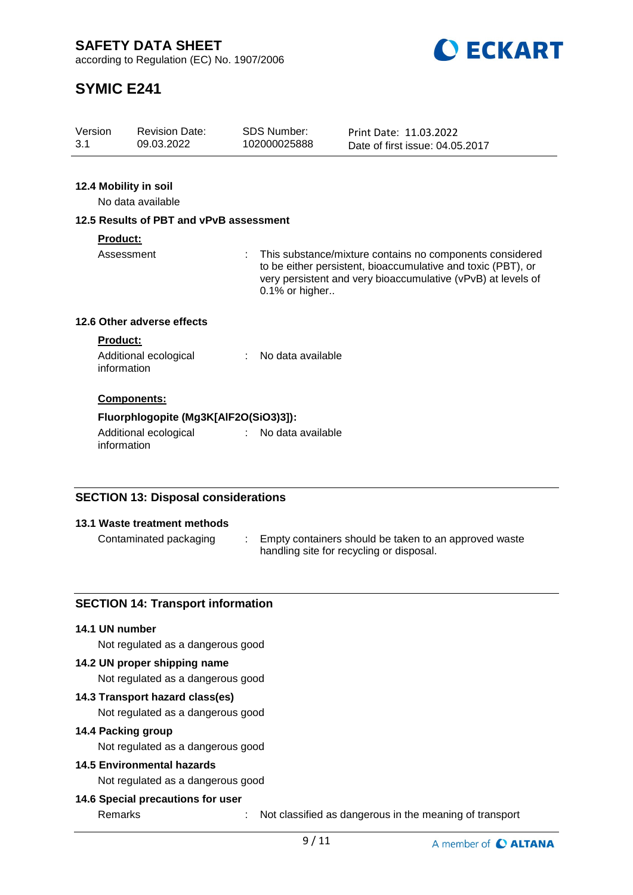**12.4 Mobility in soil**

No data available

**12.5 Results of PBT and vPvB assessment**

**Product:**

Assessment : This substance/mixture contains no components considered to be either persistent, bioaccumulative and toxic (PBT), or very persistent and very bioaccumulative (vPvB) at levels of 0.1% or higher..

**12.6 Other adverse effects**

**Product:**

Additional ecological information : No data available

**Components:**

**Fluorphlogopite ($Mg_3K[AlF_2O(SiO_3)_3]$):**

Additional ecological information : No data available

## SECTION 13: Disposal considerations

**13.1 Waste treatment methods**

Contaminated packaging : Empty containers should be taken to an approved waste handling site for recycling or disposal.

## SECTION 14: Transport information

**14.1 UN number**

Not regulated as a dangerous good

**14.2 UN proper shipping name**

Not regulated as a dangerous good

**14.3 Transport hazard class(es)**

Not regulated as a dangerous good

**14.4 Packing group**

Not regulated as a dangerous good

**14.5 Environmental hazards**

Not regulated as a dangerous good

**14.6 Special precautions for user**

Remarks : Not classified as dangerous in the meaning of transport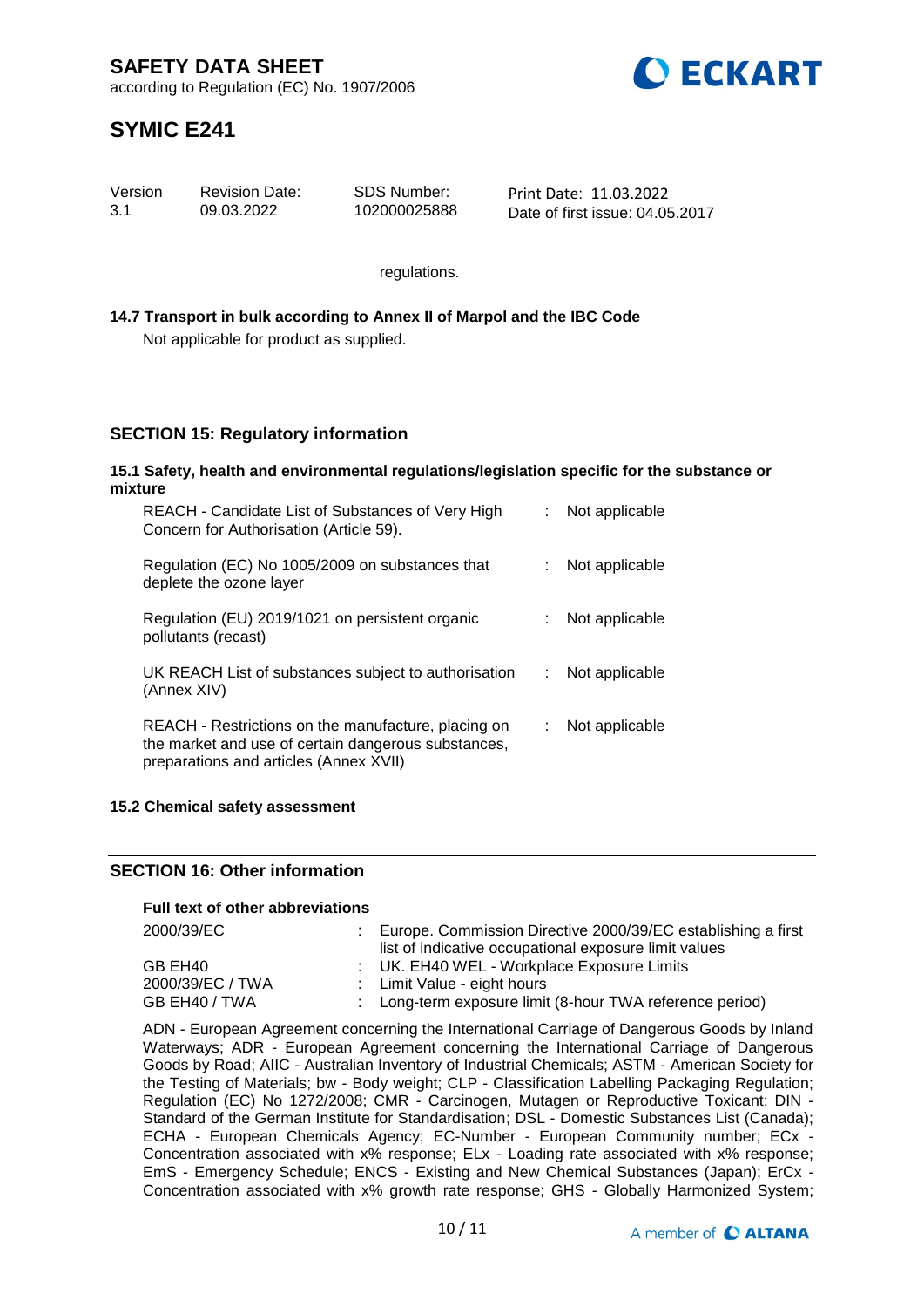regulations.

**14.7 Transport in bulk according to Annex II of Marpol and the IBC Code**

Not applicable for product as supplied.

## SECTION 15: Regulatory information

**15.1 Safety, health and environmental regulations/legislation specific for the substance or mixture**

| | | |
|---|---|---|
| REACH - Candidate List of Substances of Very High Concern for Authorisation (Article 59). | : | Not applicable |
| Regulation (EC) No 1005/2009 on substances that deplete the ozone layer | : | Not applicable |
| Regulation (EU) 2019/1021 on persistent organic pollutants (recast) | : | Not applicable |
| UK REACH List of substances subject to authorisation (Annex XIV) | : | Not applicable |
| REACH - Restrictions on the manufacture, placing on the market and use of certain dangerous substances, preparations and articles (Annex XVII) | : | Not applicable |

**15.2 Chemical safety assessment**

## SECTION 16: Other information

**Full text of other abbreviations**

| | | |
|---|---|---|
| 2000/39/EC | : | Europe. Commission Directive 2000/39/EC establishing a first list of indicative occupational exposure limit values |
| GB EH40 | : | UK. EH40 WEL - Workplace Exposure Limits |
| 2000/39/EC / TWA | : | Limit Value - eight hours |
| GB EH40 / TWA | : | Long-term exposure limit (8-hour TWA reference period) |

ADN - European Agreement concerning the International Carriage of Dangerous Goods by Inland Waterways; ADR - European Agreement concerning the International Carriage of Dangerous Goods by Road; AIIC - Australian Inventory of Industrial Chemicals; ASTM - American Society for the Testing of Materials; bw - Body weight; CLP - Classification Labelling Packaging Regulation; Regulation (EC) No 1272/2008; CMR - Carcinogen, Mutagen or Reproductive Toxicant; DIN - Standard of the German Institute for Standardisation; DSL - Domestic Substances List (Canada); ECHA - European Chemicals Agency; EC-Number - European Community number; ECx - Concentration associated with x% response; ELx - Loading rate associated with x% response; EmS - Emergency Schedule; ENCS - Existing and New Chemical Substances (Japan); ErCx - Concentration associated with x% growth rate response; GHS - Globally Harmonized System;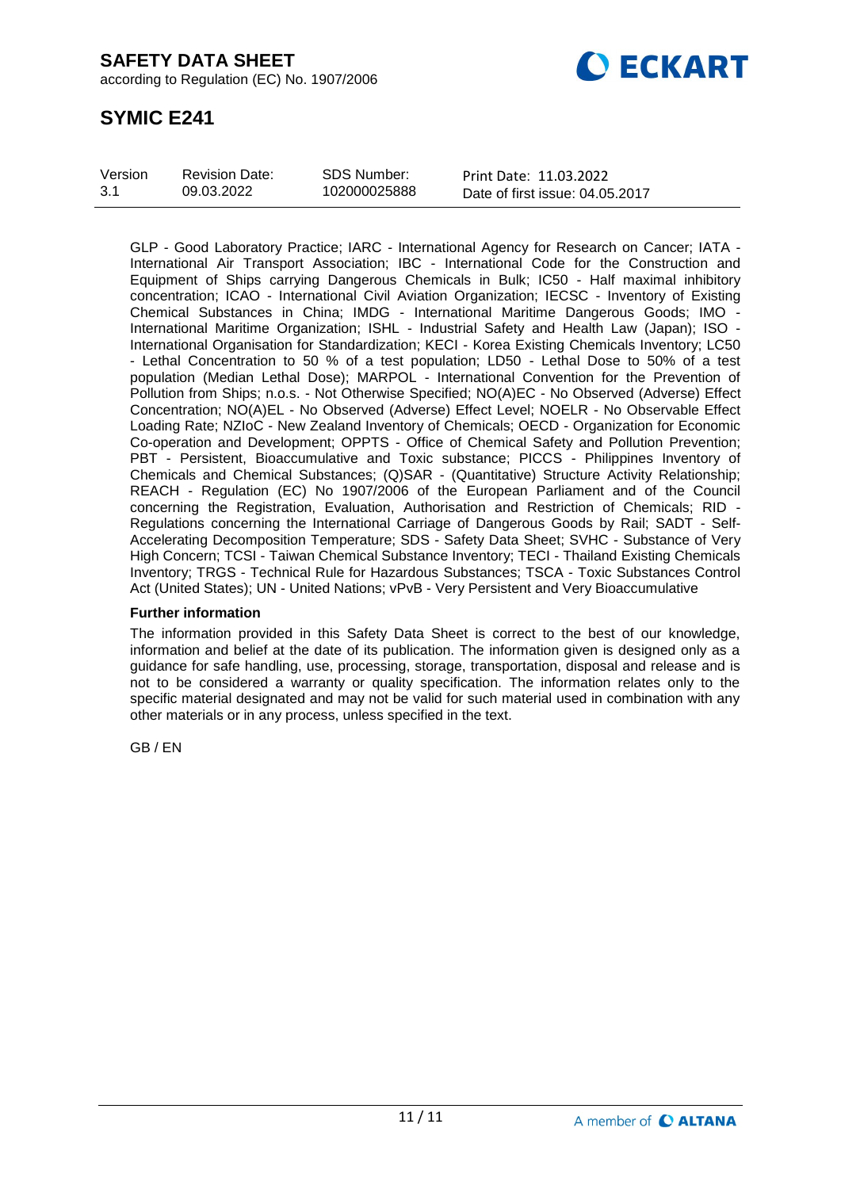GLP - Good Laboratory Practice; IARC - International Agency for Research on Cancer; IATA - International Air Transport Association; IBC - International Code for the Construction and Equipment of Ships carrying Dangerous Chemicals in Bulk; IC50 - Half maximal inhibitory concentration; ICAO - International Civil Aviation Organization; IECSC - Inventory of Existing Chemical Substances in China; IMDG - International Maritime Dangerous Goods; IMO - International Maritime Organization; ISHL - Industrial Safety and Health Law (Japan); ISO - International Organisation for Standardization; KECI - Korea Existing Chemicals Inventory; LC50 - Lethal Concentration to 50 % of a test population; LD50 - Lethal Dose to 50% of a test population (Median Lethal Dose); MARPOL - International Convention for the Prevention of Pollution from Ships; n.o.s. - Not Otherwise Specified; NO(A)EC - No Observed (Adverse) Effect Concentration; NO(A)EL - No Observed (Adverse) Effect Level; NOELR - No Observable Effect Loading Rate; NZIoC - New Zealand Inventory of Chemicals; OECD - Organization for Economic Co-operation and Development; OPPTS - Office of Chemical Safety and Pollution Prevention; PBT - Persistent, Bioaccumulative and Toxic substance; PICCS - Philippines Inventory of Chemicals and Chemical Substances; (Q)SAR - (Quantitative) Structure Activity Relationship; REACH - Regulation (EC) No 1907/2006 of the European Parliament and of the Council concerning the Registration, Evaluation, Authorisation and Restriction of Chemicals; RID - Regulations concerning the International Carriage of Dangerous Goods by Rail; SADT - Self-Accelerating Decomposition Temperature; SDS - Safety Data Sheet; SVHC - Substance of Very High Concern; TCSI - Taiwan Chemical Substance Inventory; TECI - Thailand Existing Chemicals Inventory; TRGS - Technical Rule for Hazardous Substances; TSCA - Toxic Substances Control Act (United States); UN - United Nations; vPvB - Very Persistent and Very Bioaccumulative

**Further information**

The information provided in this Safety Data Sheet is correct to the best of our knowledge, information and belief at the date of its publication. The information given is designed only as a guidance for safe handling, use, processing, storage, transportation, disposal and release and is not to be considered a warranty or quality specification. The information relates only to the specific material designated and may not be valid for such material used in combination with any other materials or in any process, unless specified in the text.

GB / EN